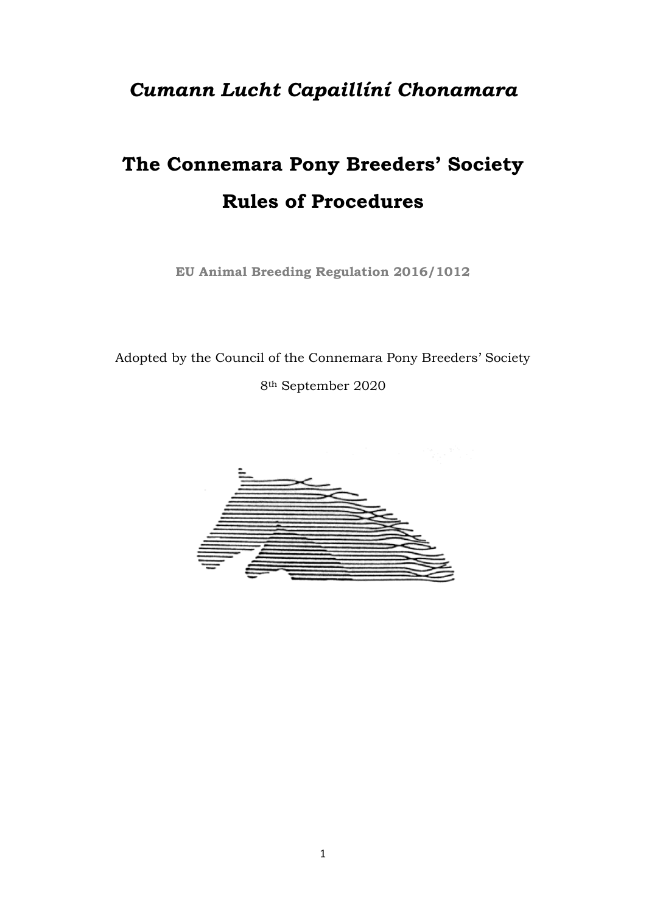# *Cumann Lucht Capaillíní Chonamara*

# The Connemara Pony Breeders' Society Rules of Procedures

**EU Animal Breeding Regulation 2016/1012**

Adopted by the Council of the Connemara Pony Breeders' Society

8th September 2020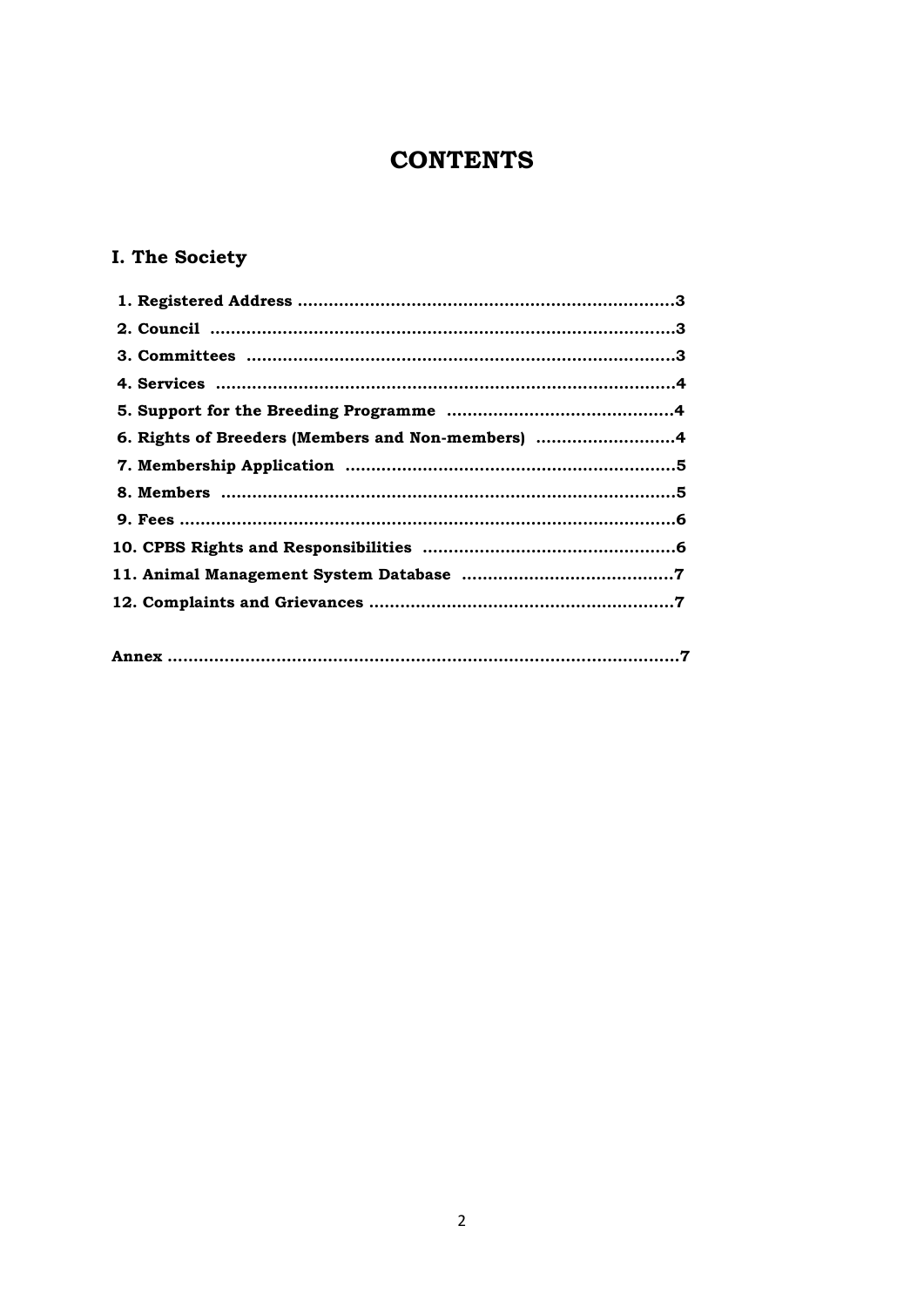# CONTENTS

## I. The Society

**1. Registered Address ........................................................................3**

**2. Council ........................................................................3**

**3. Committees ........................................................................3**

**4. Services ........................................................................4**

**5. Support for the Breeding Programme ........................................................................4**

**6. Rights of Breeders (Members and Non-members) ........................................................................4**

**7. Membership Application ........................................................................5**

**8. Members ........................................................................5**

**9. Fees ........................................................................6**

**10. CPBS Rights and Responsibilities ........................................................................6**

**11. Animal Management System Database ........................................................................7**

**12. Complaints and Grievances ........................................................................7**

**Annex ........................................................................7**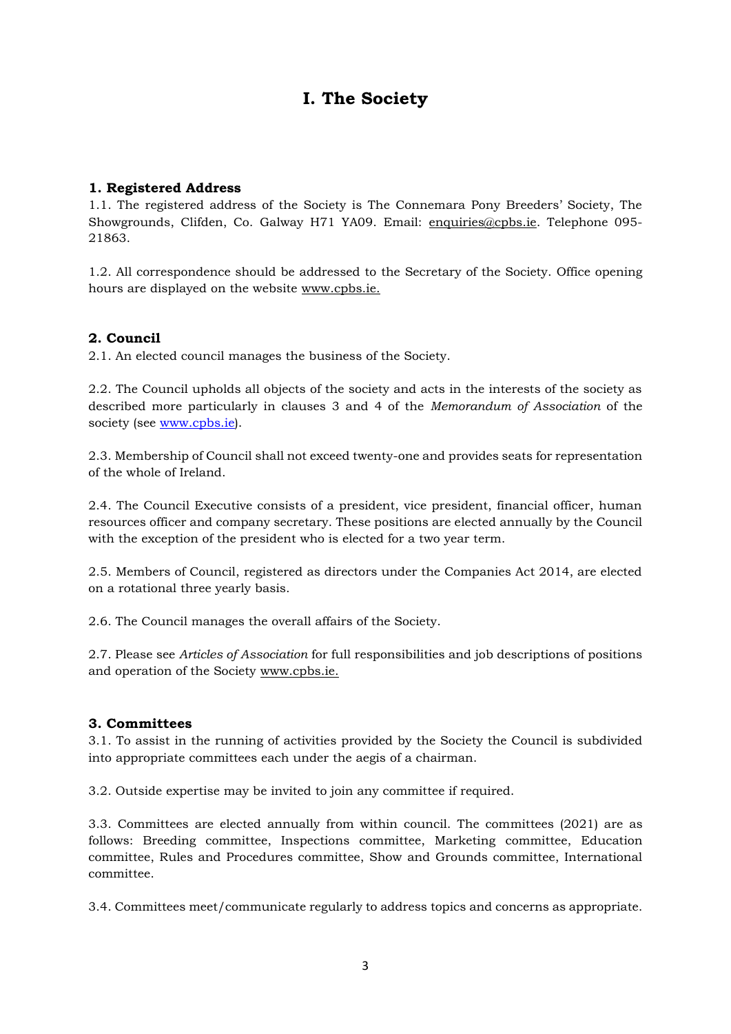# I. The Society

## 1. Registered Address

1.1. The registered address of the Society is The Connemara Pony Breeders' Society, The Showgrounds, Clifden, Co. Galway H71 YA09. Email: enquiries@cpbs.ie. Telephone 095-21863.

1.2. All correspondence should be addressed to the Secretary of the Society. Office opening hours are displayed on the website www.cpbs.ie.

## 2. Council

2.1. An elected council manages the business of the Society.

2.2. The Council upholds all objects of the society and acts in the interests of the society as described more particularly in clauses 3 and 4 of the *Memorandum of Association* of the society (see www.cpbs.ie).

2.3. Membership of Council shall not exceed twenty-one and provides seats for representation of the whole of Ireland.

2.4. The Council Executive consists of a president, vice president, financial officer, human resources officer and company secretary. These positions are elected annually by the Council with the exception of the president who is elected for a two year term.

2.5. Members of Council, registered as directors under the Companies Act 2014, are elected on a rotational three yearly basis.

2.6. The Council manages the overall affairs of the Society.

2.7. Please see *Articles of Association* for full responsibilities and job descriptions of positions and operation of the Society www.cpbs.ie.

## 3. Committees

3.1. To assist in the running of activities provided by the Society the Council is subdivided into appropriate committees each under the aegis of a chairman.

3.2. Outside expertise may be invited to join any committee if required.

3.3. Committees are elected annually from within council. The committees (2021) are as follows: Breeding committee, Inspections committee, Marketing committee, Education committee, Rules and Procedures committee, Show and Grounds committee, International committee.

3.4. Committees meet/communicate regularly to address topics and concerns as appropriate.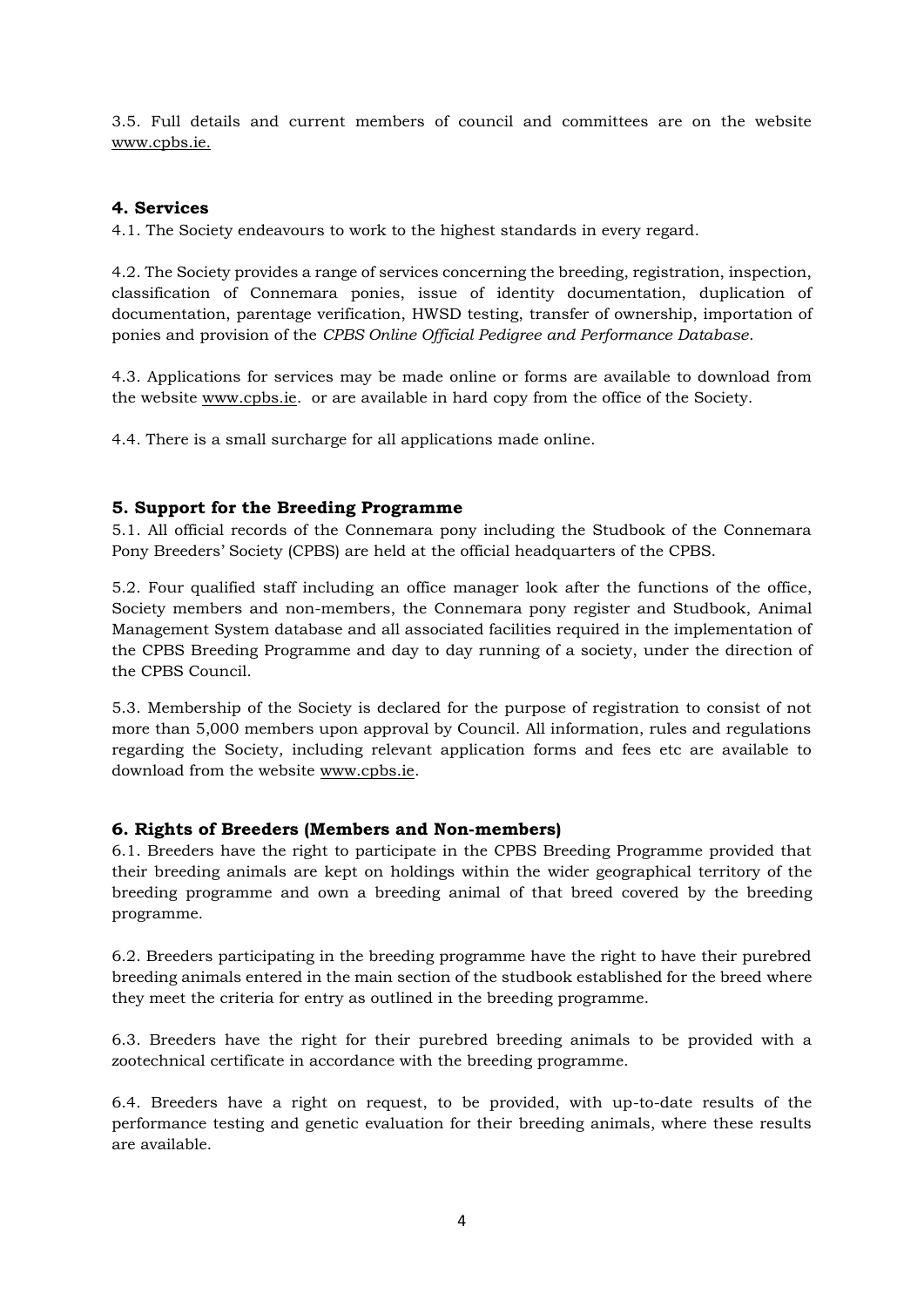3.5. Full details and current members of council and committees are on the website www.cpbs.ie.

## 4. Services

4.1. The Society endeavours to work to the highest standards in every regard.

4.2. The Society provides a range of services concerning the breeding, registration, inspection, classification of Connemara ponies, issue of identity documentation, duplication of documentation, parentage verification, HWSD testing, transfer of ownership, importation of ponies and provision of the *CPBS Online Official Pedigree and Performance Database*.

4.3. Applications for services may be made online or forms are available to download from the website www.cpbs.ie. or are available in hard copy from the office of the Society.

4.4. There is a small surcharge for all applications made online.

## 5. Support for the Breeding Programme

5.1. All official records of the Connemara pony including the Studbook of the Connemara Pony Breeders' Society (CPBS) are held at the official headquarters of the CPBS.

5.2. Four qualified staff including an office manager look after the functions of the office, Society members and non-members, the Connemara pony register and Studbook, Animal Management System database and all associated facilities required in the implementation of the CPBS Breeding Programme and day to day running of a society, under the direction of the CPBS Council.

5.3. Membership of the Society is declared for the purpose of registration to consist of not more than 5,000 members upon approval by Council. All information, rules and regulations regarding the Society, including relevant application forms and fees etc are available to download from the website www.cpbs.ie.

## 6. Rights of Breeders (Members and Non-members)

6.1. Breeders have the right to participate in the CPBS Breeding Programme provided that their breeding animals are kept on holdings within the wider geographical territory of the breeding programme and own a breeding animal of that breed covered by the breeding programme.

6.2. Breeders participating in the breeding programme have the right to have their purebred breeding animals entered in the main section of the studbook established for the breed where they meet the criteria for entry as outlined in the breeding programme.

6.3. Breeders have the right for their purebred breeding animals to be provided with a zootechnical certificate in accordance with the breeding programme.

6.4. Breeders have a right on request, to be provided, with up-to-date results of the performance testing and genetic evaluation for their breeding animals, where these results are available.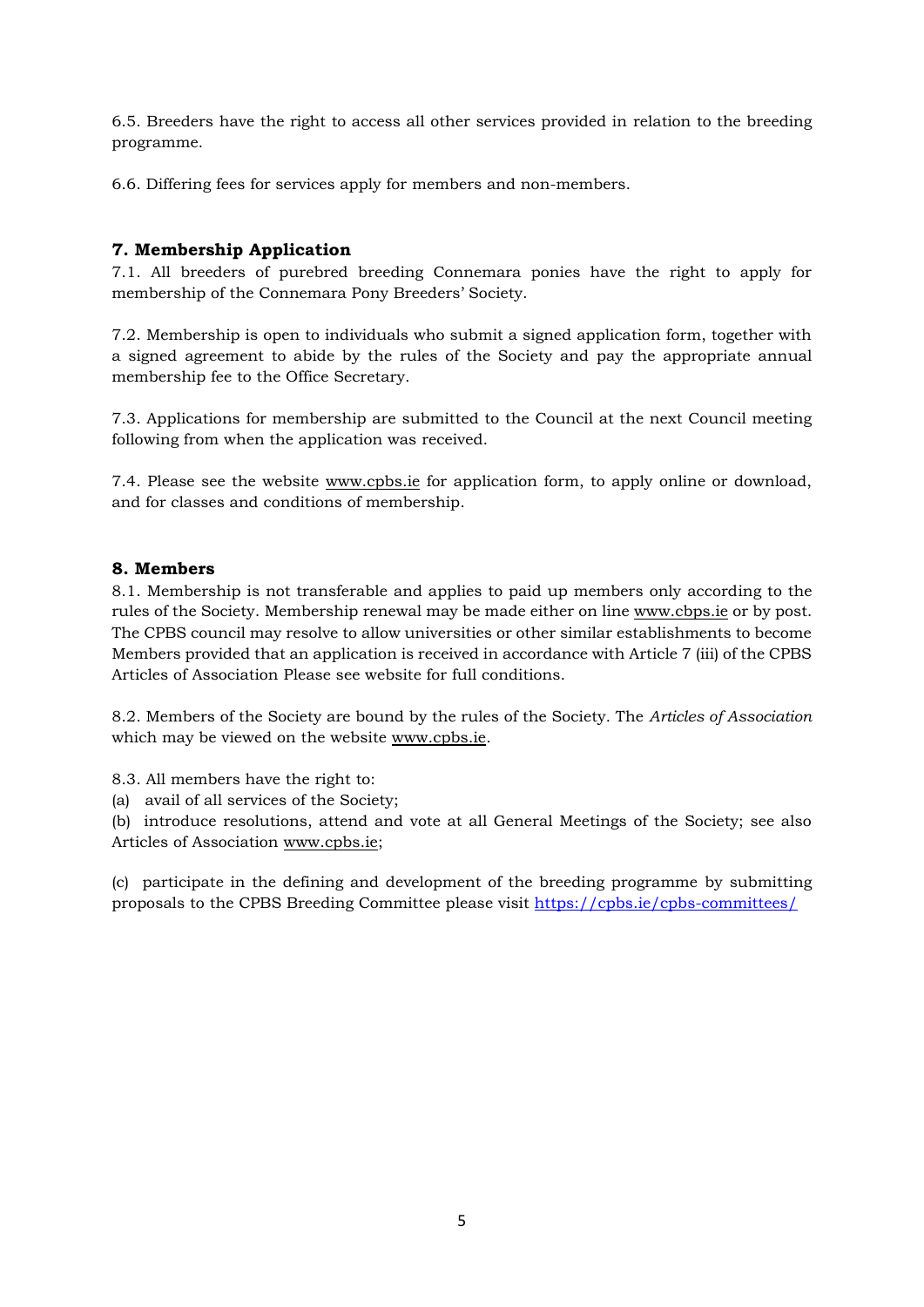6.5. Breeders have the right to access all other services provided in relation to the breeding programme.

6.6. Differing fees for services apply for members and non-members.

## 7. Membership Application

7.1. All breeders of purebred breeding Connemara ponies have the right to apply for membership of the Connemara Pony Breeders' Society.

7.2. Membership is open to individuals who submit a signed application form, together with a signed agreement to abide by the rules of the Society and pay the appropriate annual membership fee to the Office Secretary.

7.3. Applications for membership are submitted to the Council at the next Council meeting following from when the application was received.

7.4. Please see the website www.cpbs.ie for application form, to apply online or download, and for classes and conditions of membership.

## 8. Members

8.1. Membership is not transferable and applies to paid up members only according to the rules of the Society. Membership renewal may be made either on line www.cbps.ie or by post. The CPBS council may resolve to allow universities or other similar establishments to become Members provided that an application is received in accordance with Article 7 (iii) of the CPBS Articles of Association Please see website for full conditions.

8.2. Members of the Society are bound by the rules of the Society. The *Articles of Association* which may be viewed on the website www.cpbs.ie.

8.3. All members have the right to:

(a) avail of all services of the Society;

(b) introduce resolutions, attend and vote at all General Meetings of the Society; see also Articles of Association www.cpbs.ie;

(c) participate in the defining and development of the breeding programme by submitting proposals to the CPBS Breeding Committee please visit https://cpbs.ie/cpbs-committees/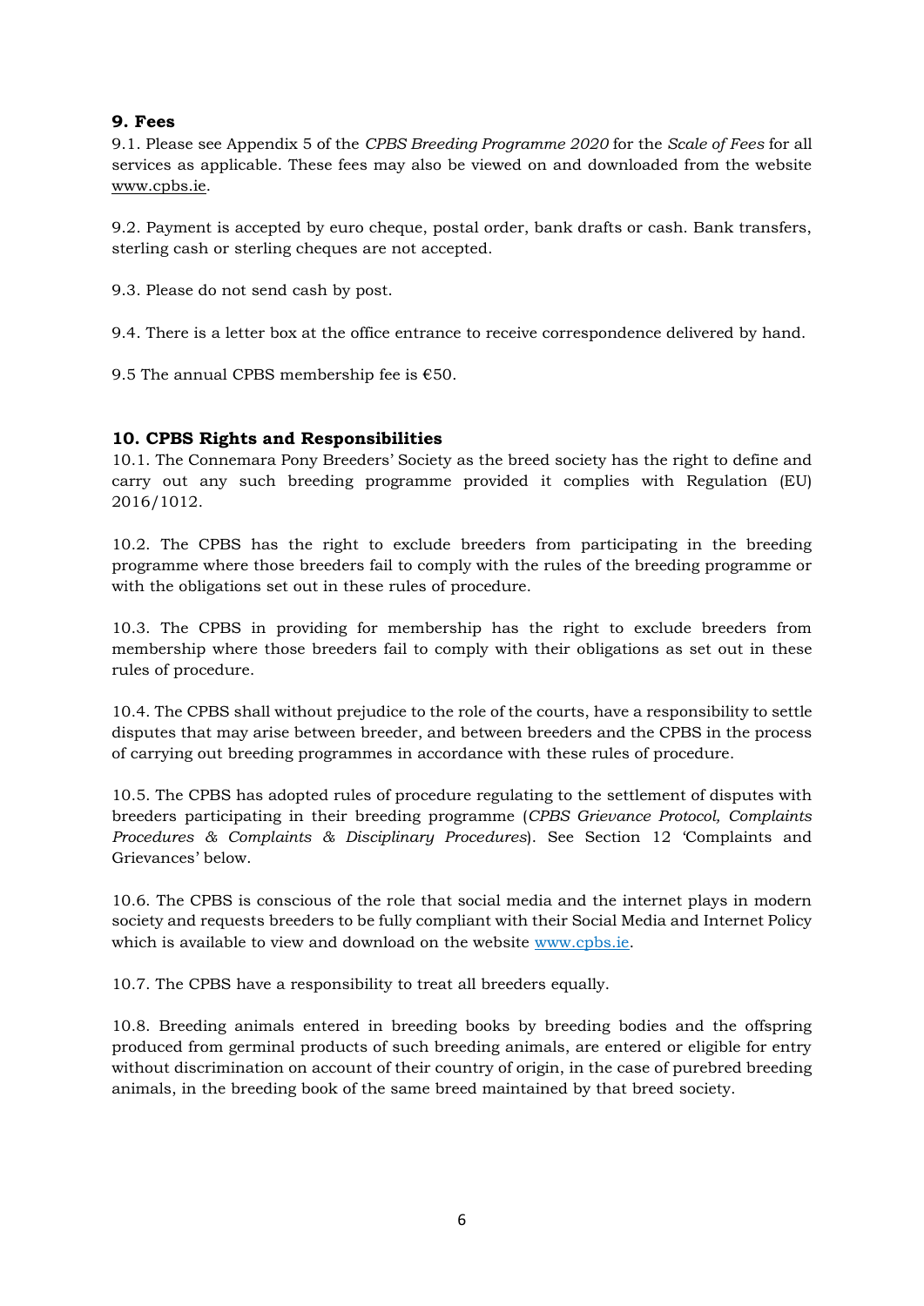## 9. Fees

9.1. Please see Appendix 5 of the *CPBS Breeding Programme 2020* for the *Scale of Fees* for all services as applicable. These fees may also be viewed on and downloaded from the website www.cpbs.ie.

9.2. Payment is accepted by euro cheque, postal order, bank drafts or cash. Bank transfers, sterling cash or sterling cheques are not accepted.

9.3. Please do not send cash by post.

9.4. There is a letter box at the office entrance to receive correspondence delivered by hand.

9.5 The annual CPBS membership fee is €50.

## 10. CPBS Rights and Responsibilities

10.1. The Connemara Pony Breeders' Society as the breed society has the right to define and carry out any such breeding programme provided it complies with Regulation (EU) 2016/1012.

10.2. The CPBS has the right to exclude breeders from participating in the breeding programme where those breeders fail to comply with the rules of the breeding programme or with the obligations set out in these rules of procedure.

10.3. The CPBS in providing for membership has the right to exclude breeders from membership where those breeders fail to comply with their obligations as set out in these rules of procedure.

10.4. The CPBS shall without prejudice to the role of the courts, have a responsibility to settle disputes that may arise between breeder, and between breeders and the CPBS in the process of carrying out breeding programmes in accordance with these rules of procedure.

10.5. The CPBS has adopted rules of procedure regulating to the settlement of disputes with breeders participating in their breeding programme (*CPBS Grievance Protocol, Complaints Procedures & Complaints & Disciplinary Procedures*). See Section 12 'Complaints and Grievances' below.

10.6. The CPBS is conscious of the role that social media and the internet plays in modern society and requests breeders to be fully compliant with their Social Media and Internet Policy which is available to view and download on the website www.cpbs.ie.

10.7. The CPBS have a responsibility to treat all breeders equally.

10.8. Breeding animals entered in breeding books by breeding bodies and the offspring produced from germinal products of such breeding animals, are entered or eligible for entry without discrimination on account of their country of origin, in the case of purebred breeding animals, in the breeding book of the same breed maintained by that breed society.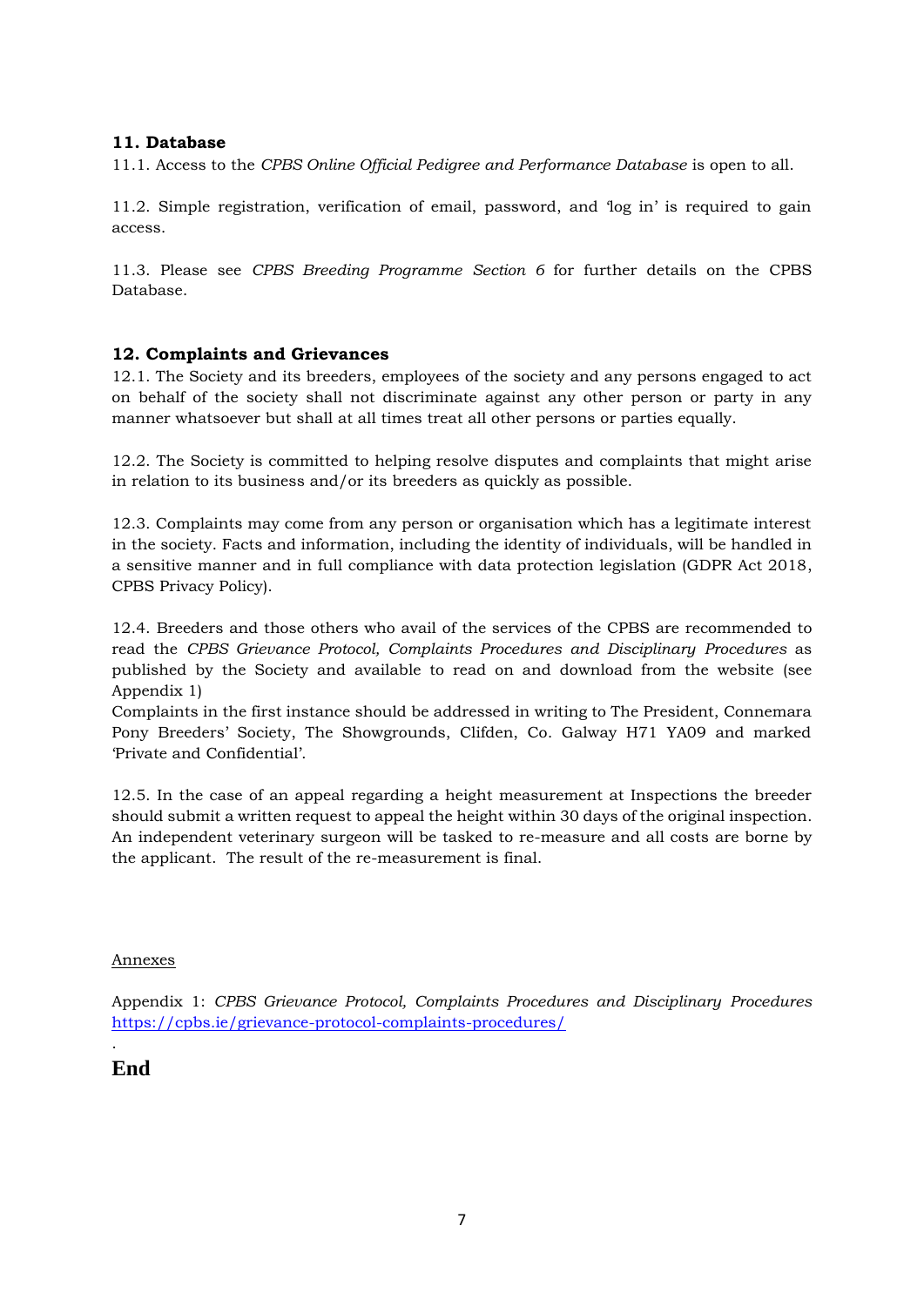## 11. Database

11.1. Access to the *CPBS Online Official Pedigree and Performance Database* is open to all.

11.2. Simple registration, verification of email, password, and 'log in' is required to gain access.

11.3. Please see *CPBS Breeding Programme Section 6* for further details on the CPBS Database.

## 12. Complaints and Grievances

12.1. The Society and its breeders, employees of the society and any persons engaged to act on behalf of the society shall not discriminate against any other person or party in any manner whatsoever but shall at all times treat all other persons or parties equally.

12.2. The Society is committed to helping resolve disputes and complaints that might arise in relation to its business and/or its breeders as quickly as possible.

12.3. Complaints may come from any person or organisation which has a legitimate interest in the society. Facts and information, including the identity of individuals, will be handled in a sensitive manner and in full compliance with data protection legislation (GDPR Act 2018, CPBS Privacy Policy).

12.4. Breeders and those others who avail of the services of the CPBS are recommended to read the *CPBS Grievance Protocol, Complaints Procedures and Disciplinary Procedures* as published by the Society and available to read on and download from the website (see Appendix 1)

Complaints in the first instance should be addressed in writing to The President, Connemara Pony Breeders' Society, The Showgrounds, Clifden, Co. Galway H71 YA09 and marked 'Private and Confidential'.

12.5. In the case of an appeal regarding a height measurement at Inspections the breeder should submit a written request to appeal the height within 30 days of the original inspection. An independent veterinary surgeon will be tasked to re-measure and all costs are borne by the applicant. The result of the re-measurement is final.

<u>Annexes</u>

Appendix 1: *CPBS Grievance Protocol, Complaints Procedures and Disciplinary Procedures* https://cpbs.ie/grievance-protocol-complaints-procedures/

.

**End**